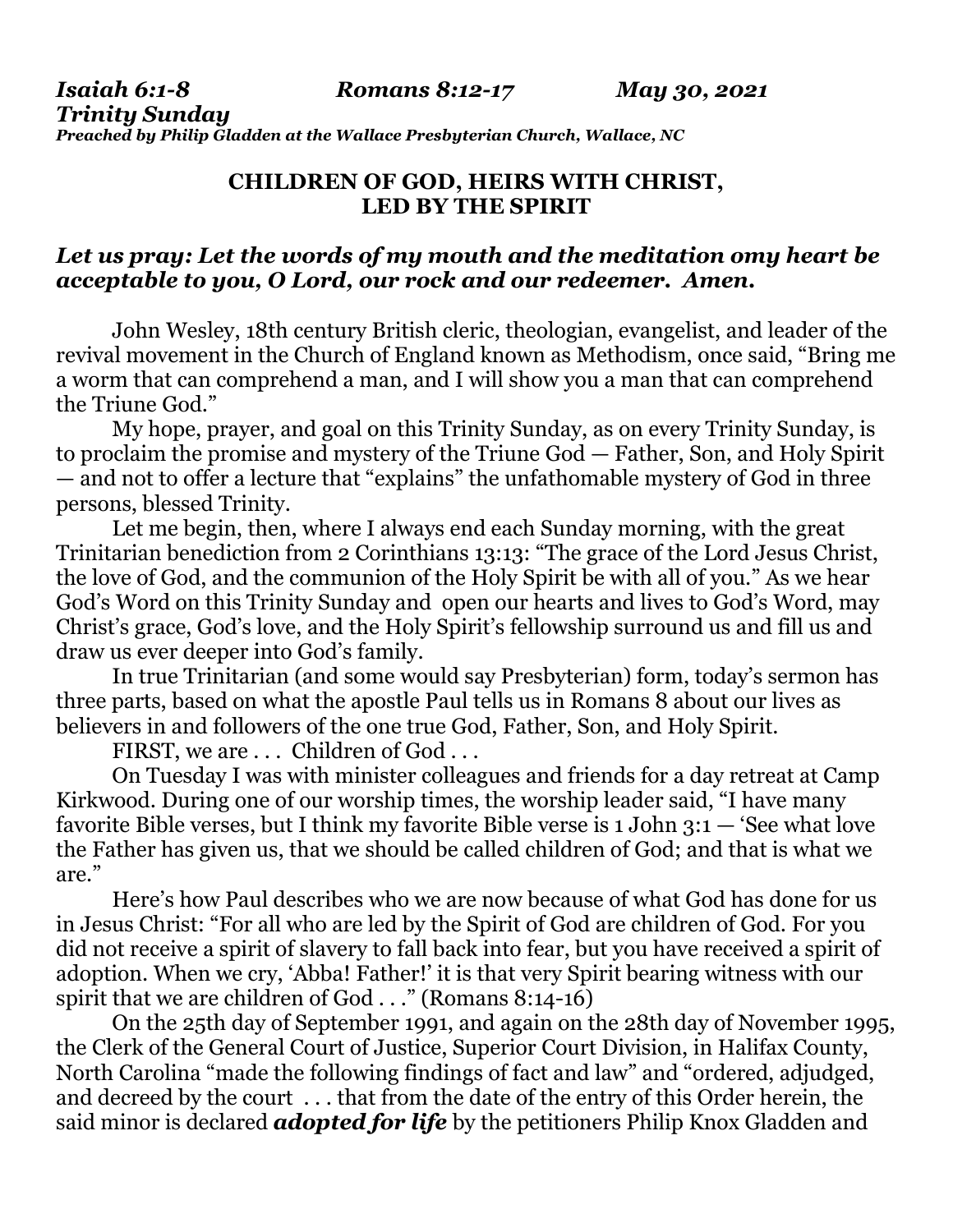***Isaiah 6:1-8 Romans 8:12-17 May 30, 2021***
***Trinity Sunday***
***Preached by Philip Gladden at the Wallace Presbyterian Church, Wallace, NC***

**CHILDREN OF GOD, HEIRS WITH CHRIST, LED BY THE SPIRIT**

***Let us pray: Let the words of my mouth and the meditation omy heart be acceptable to you, O Lord, our rock and our redeemer. Amen.***

John Wesley, 18th century British cleric, theologian, evangelist, and leader of the revival movement in the Church of England known as Methodism, once said, "Bring me a worm that can comprehend a man, and I will show you a man that can comprehend the Triune God."

My hope, prayer, and goal on this Trinity Sunday, as on every Trinity Sunday, is to proclaim the promise and mystery of the Triune God — Father, Son, and Holy Spirit — and not to offer a lecture that "explains" the unfathomable mystery of God in three persons, blessed Trinity.

Let me begin, then, where I always end each Sunday morning, with the great Trinitarian benediction from 2 Corinthians 13:13: "The grace of the Lord Jesus Christ, the love of God, and the communion of the Holy Spirit be with all of you." As we hear God's Word on this Trinity Sunday and open our hearts and lives to God's Word, may Christ's grace, God's love, and the Holy Spirit's fellowship surround us and fill us and draw us ever deeper into God's family.

In true Trinitarian (and some would say Presbyterian) form, today's sermon has three parts, based on what the apostle Paul tells us in Romans 8 about our lives as believers in and followers of the one true God, Father, Son, and Holy Spirit.

FIRST, we are . . . Children of God . . .

On Tuesday I was with minister colleagues and friends for a day retreat at Camp Kirkwood. During one of our worship times, the worship leader said, "I have many favorite Bible verses, but I think my favorite Bible verse is 1 John 3:1 — 'See what love the Father has given us, that we should be called children of God; and that is what we are."

Here's how Paul describes who we are now because of what God has done for us in Jesus Christ: "For all who are led by the Spirit of God are children of God. For you did not receive a spirit of slavery to fall back into fear, but you have received a spirit of adoption. When we cry, 'Abba! Father!' it is that very Spirit bearing witness with our spirit that we are children of God . . ." (Romans 8:14-16)

On the 25th day of September 1991, and again on the 28th day of November 1995, the Clerk of the General Court of Justice, Superior Court Division, in Halifax County, North Carolina "made the following findings of fact and law" and "ordered, adjudged, and decreed by the court . . . that from the date of the entry of this Order herein, the said minor is declared ***adopted for life*** by the petitioners Philip Knox Gladden and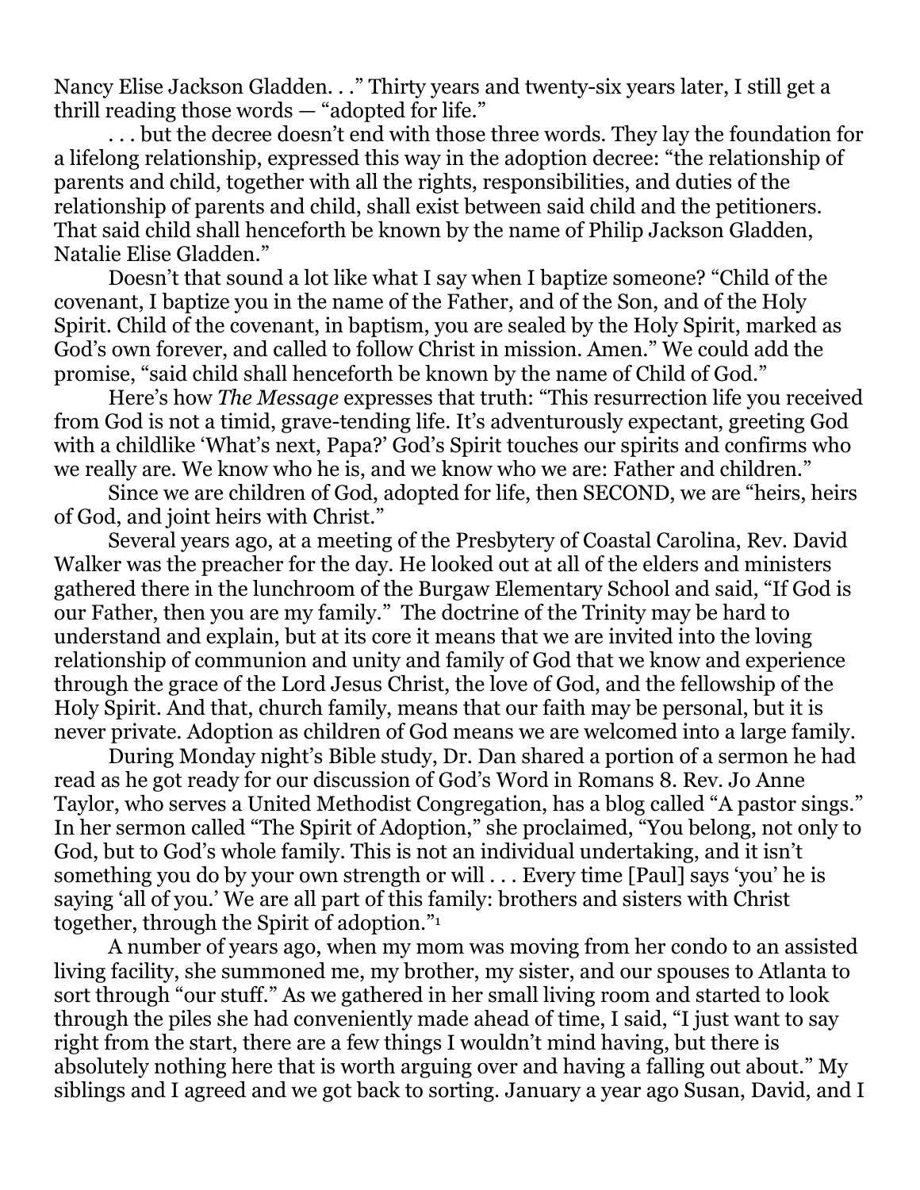Nancy Elise Jackson Gladden. . ." Thirty years and twenty-six years later, I still get a thrill reading those words — "adopted for life."

. . . but the decree doesn't end with those three words. They lay the foundation for a lifelong relationship, expressed this way in the adoption decree: "the relationship of parents and child, together with all the rights, responsibilities, and duties of the relationship of parents and child, shall exist between said child and the petitioners. That said child shall henceforth be known by the name of Philip Jackson Gladden, Natalie Elise Gladden."

Doesn't that sound a lot like what I say when I baptize someone? "Child of the covenant, I baptize you in the name of the Father, and of the Son, and of the Holy Spirit. Child of the covenant, in baptism, you are sealed by the Holy Spirit, marked as God's own forever, and called to follow Christ in mission. Amen." We could add the promise, "said child shall henceforth be known by the name of Child of God."

Here's how *The Message* expresses that truth: "This resurrection life you received from God is not a timid, grave-tending life. It's adventurously expectant, greeting God with a childlike 'What's next, Papa?' God's Spirit touches our spirits and confirms who we really are. We know who he is, and we know who we are: Father and children."

Since we are children of God, adopted for life, then SECOND, we are "heirs, heirs of God, and joint heirs with Christ."

Several years ago, at a meeting of the Presbytery of Coastal Carolina, Rev. David Walker was the preacher for the day. He looked out at all of the elders and ministers gathered there in the lunchroom of the Burgaw Elementary School and said, "If God is our Father, then you are my family." The doctrine of the Trinity may be hard to understand and explain, but at its core it means that we are invited into the loving relationship of communion and unity and family of God that we know and experience through the grace of the Lord Jesus Christ, the love of God, and the fellowship of the Holy Spirit. And that, church family, means that our faith may be personal, but it is never private. Adoption as children of God means we are welcomed into a large family.

During Monday night's Bible study, Dr. Dan shared a portion of a sermon he had read as he got ready for our discussion of God's Word in Romans 8. Rev. Jo Anne Taylor, who serves a United Methodist Congregation, has a blog called "A pastor sings." In her sermon called "The Spirit of Adoption," she proclaimed, "You belong, not only to God, but to God's whole family. This is not an individual undertaking, and it isn't something you do by your own strength or will . . . Every time [Paul] says 'you' he is saying 'all of you.' We are all part of this family: brothers and sisters with Christ together, through the Spirit of adoption."[1]

A number of years ago, when my mom was moving from her condo to an assisted living facility, she summoned me, my brother, my sister, and our spouses to Atlanta to sort through "our stuff." As we gathered in her small living room and started to look through the piles she had conveniently made ahead of time, I said, "I just want to say right from the start, there are a few things I wouldn't mind having, but there is absolutely nothing here that is worth arguing over and having a falling out about." My siblings and I agreed and we got back to sorting. January a year ago Susan, David, and I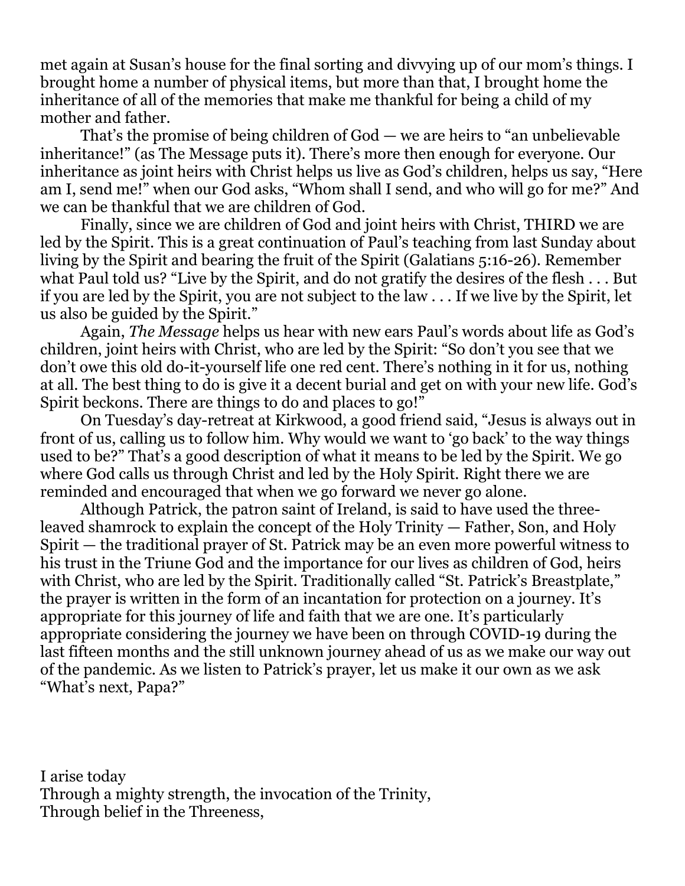met again at Susan's house for the final sorting and divvying up of our mom's things. I brought home a number of physical items, but more than that, I brought home the inheritance of all of the memories that make me thankful for being a child of my mother and father.

That's the promise of being children of God — we are heirs to "an unbelievable inheritance!" (as The Message puts it). There's more then enough for everyone. Our inheritance as joint heirs with Christ helps us live as God's children, helps us say, "Here am I, send me!" when our God asks, "Whom shall I send, and who will go for me?" And we can be thankful that we are children of God.

Finally, since we are children of God and joint heirs with Christ, THIRD we are led by the Spirit. This is a great continuation of Paul's teaching from last Sunday about living by the Spirit and bearing the fruit of the Spirit (Galatians 5:16-26). Remember what Paul told us? "Live by the Spirit, and do not gratify the desires of the flesh . . . But if you are led by the Spirit, you are not subject to the law . . . If we live by the Spirit, let us also be guided by the Spirit."

Again, *The Message* helps us hear with new ears Paul's words about life as God's children, joint heirs with Christ, who are led by the Spirit: "So don't you see that we don't owe this old do-it-yourself life one red cent. There's nothing in it for us, nothing at all. The best thing to do is give it a decent burial and get on with your new life. God's Spirit beckons. There are things to do and places to go!"

On Tuesday's day-retreat at Kirkwood, a good friend said, "Jesus is always out in front of us, calling us to follow him. Why would we want to 'go back' to the way things used to be?" That's a good description of what it means to be led by the Spirit. We go where God calls us through Christ and led by the Holy Spirit. Right there we are reminded and encouraged that when we go forward we never go alone.

Although Patrick, the patron saint of Ireland, is said to have used the three-leaved shamrock to explain the concept of the Holy Trinity — Father, Son, and Holy Spirit — the traditional prayer of St. Patrick may be an even more powerful witness to his trust in the Triune God and the importance for our lives as children of God, heirs with Christ, who are led by the Spirit. Traditionally called "St. Patrick's Breastplate," the prayer is written in the form of an incantation for protection on a journey. It's appropriate for this journey of life and faith that we are one. It's particularly appropriate considering the journey we have been on through COVID-19 during the last fifteen months and the still unknown journey ahead of us as we make our way out of the pandemic. As we listen to Patrick's prayer, let us make it our own as we ask "What's next, Papa?"

I arise today  
Through a mighty strength, the invocation of the Trinity,  
Through belief in the Threeness,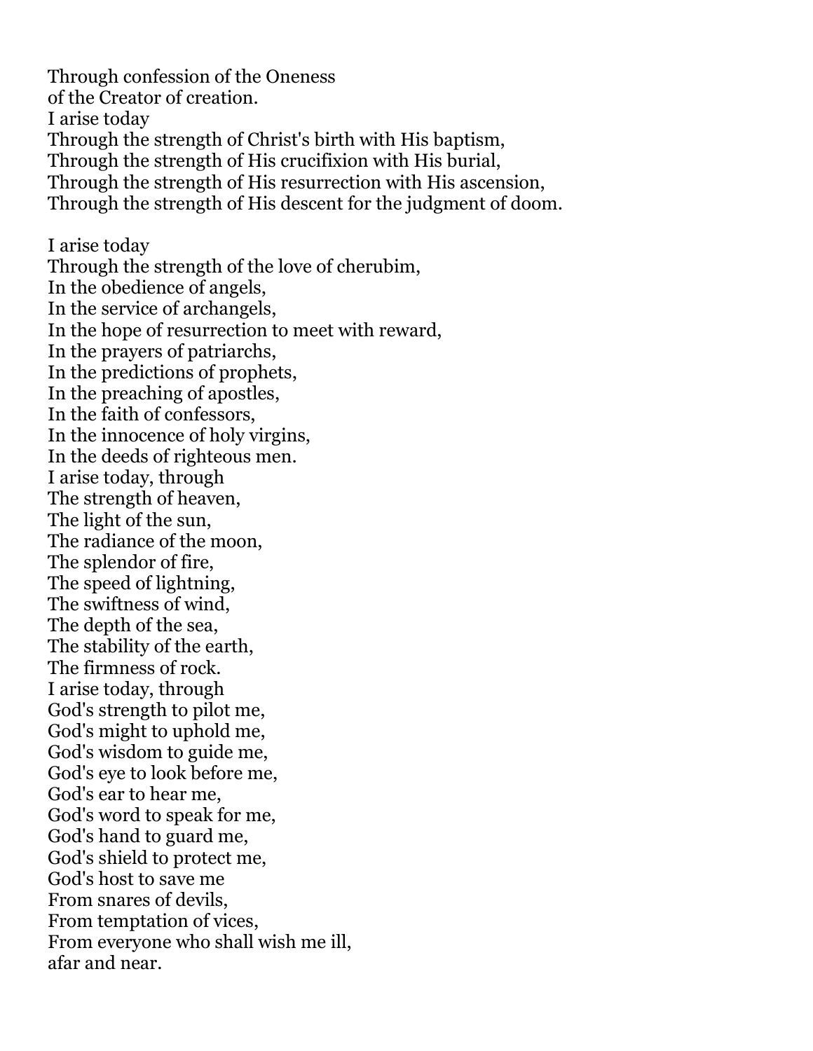Through confession of the Oneness  
of the Creator of creation.  
I arise today  
Through the strength of Christ's birth with His baptism,  
Through the strength of His crucifixion with His burial,  
Through the strength of His resurrection with His ascension,  
Through the strength of His descent for the judgment of doom.

I arise today  
Through the strength of the love of cherubim,  
In the obedience of angels,  
In the service of archangels,  
In the hope of resurrection to meet with reward,  
In the prayers of patriarchs,  
In the predictions of prophets,  
In the preaching of apostles,  
In the faith of confessors,  
In the innocence of holy virgins,  
In the deeds of righteous men.  
I arise today, through  
The strength of heaven,  
The light of the sun,  
The radiance of the moon,  
The splendor of fire,  
The speed of lightning,  
The swiftness of wind,  
The depth of the sea,  
The stability of the earth,  
The firmness of rock.  
I arise today, through  
God's strength to pilot me,  
God's might to uphold me,  
God's wisdom to guide me,  
God's eye to look before me,  
God's ear to hear me,  
God's word to speak for me,  
God's hand to guard me,  
God's shield to protect me,  
God's host to save me  
From snares of devils,  
From temptation of vices,  
From everyone who shall wish me ill,  
afar and near.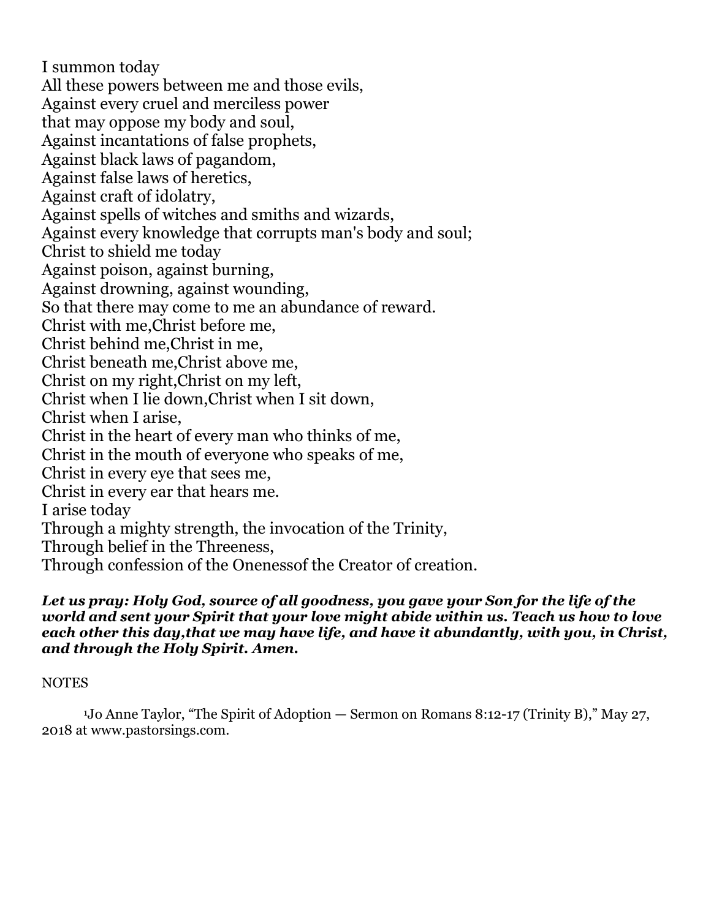I summon today  
All these powers between me and those evils,  
Against every cruel and merciless power  
that may oppose my body and soul,  
Against incantations of false prophets,  
Against black laws of pagandom,  
Against false laws of heretics,  
Against craft of idolatry,  
Against spells of witches and smiths and wizards,  
Against every knowledge that corrupts man's body and soul;  
Christ to shield me today  
Against poison, against burning,  
Against drowning, against wounding,  
So that there may come to me an abundance of reward.  
Christ with me,Christ before me,  
Christ behind me,Christ in me,  
Christ beneath me,Christ above me,  
Christ on my right,Christ on my left,  
Christ when I lie down,Christ when I sit down,  
Christ when I arise,  
Christ in the heart of every man who thinks of me,  
Christ in the mouth of everyone who speaks of me,  
Christ in every eye that sees me,  
Christ in every ear that hears me.  
I arise today  
Through a mighty strength, the invocation of the Trinity,  
Through belief in the Threeness,  
Through confession of the Onenessof the Creator of creation.

***Let us pray: Holy God, source of all goodness, you gave your Son for the life of the world and sent your Spirit that your love might abide within us. Teach us how to love each other this day,that we may have life, and have it abundantly, with you, in Christ, and through the Holy Spirit. Amen.***

NOTES

[1]Jo Anne Taylor, "The Spirit of Adoption — Sermon on Romans 8:12-17 (Trinity B)," May 27, 2018 at www.pastorsings.com.